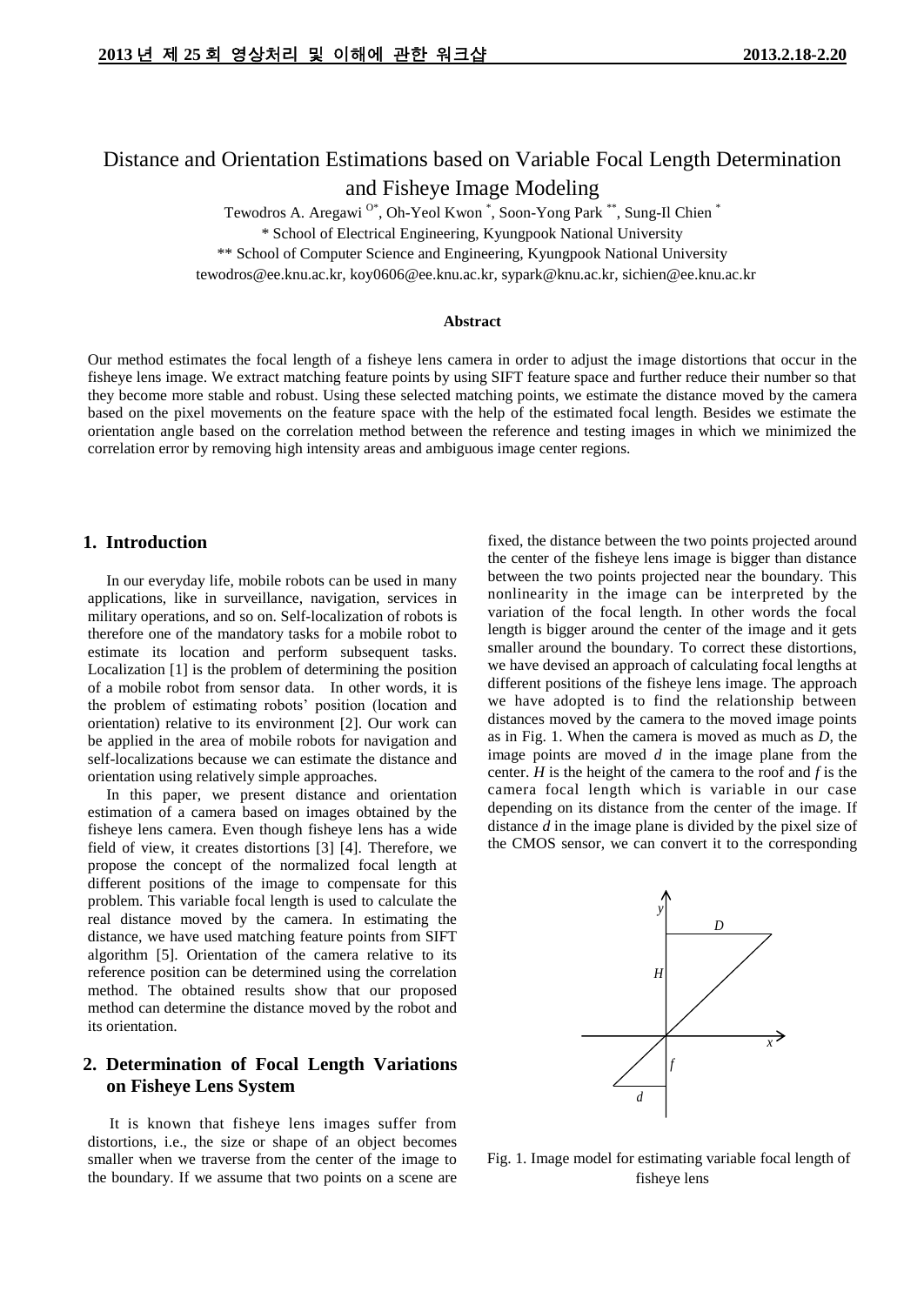# Distance and Orientation Estimations based on Variable Focal Length Determination and Fisheye Image Modeling

Tewodros A. Aregawi [O*], Oh-Yeol Kwon [*], Soon-Yong Park [**], Sung-Il Chien [*]

\* School of Electrical Engineering, Kyungpook National University

\*\* School of Computer Science and Engineering, Kyungpook National University

tewodros@ee.knu.ac.kr, koy0606@ee.knu.ac.kr, sypark@knu.ac.kr, sichien@ee.knu.ac.kr

### Abstract

Our method estimates the focal length of a fisheye lens camera in order to adjust the image distortions that occur in the fisheye lens image. We extract matching feature points by using SIFT feature space and further reduce their number so that they become more stable and robust. Using these selected matching points, we estimate the distance moved by the camera based on the pixel movements on the feature space with the help of the estimated focal length. Besides we estimate the orientation angle based on the correlation method between the reference and testing images in which we minimized the correlation error by removing high intensity areas and ambiguous image center regions.

## 1. Introduction

In our everyday life, mobile robots can be used in many applications, like in surveillance, navigation, services in military operations, and so on. Self-localization of robots is therefore one of the mandatory tasks for a mobile robot to estimate its location and perform subsequent tasks. Localization [1] is the problem of determining the position of a mobile robot from sensor data. In other words, it is the problem of estimating robots' position (location and orientation) relative to its environment [2]. Our work can be applied in the area of mobile robots for navigation and self-localizations because we can estimate the distance and orientation using relatively simple approaches.

In this paper, we present distance and orientation estimation of a camera based on images obtained by the fisheye lens camera. Even though fisheye lens has a wide field of view, it creates distortions [3] [4]. Therefore, we propose the concept of the normalized focal length at different positions of the image to compensate for this problem. This variable focal length is used to calculate the real distance moved by the camera. In estimating the distance, we have used matching feature points from SIFT algorithm [5]. Orientation of the camera relative to its reference position can be determined using the correlation method. The obtained results show that our proposed method can determine the distance moved by the robot and its orientation.

## 2. Determination of Focal Length Variations on Fisheye Lens System

It is known that fisheye lens images suffer from distortions, i.e., the size or shape of an object becomes smaller when we traverse from the center of the image to the boundary. If we assume that two points on a scene are fixed, the distance between the two points projected around the center of the fisheye lens image is bigger than distance between the two points projected near the boundary. This nonlinearity in the image can be interpreted by the variation of the focal length. In other words the focal length is bigger around the center of the image and it gets smaller around the boundary. To correct these distortions, we have devised an approach of calculating focal lengths at different positions of the fisheye lens image. The approach we have adopted is to find the relationship between distances moved by the camera to the moved image points as in Fig. 1. When the camera is moved as much as $D$, the image points are moved $d$ in the image plane from the center. $H$ is the height of the camera to the roof and $f$ is the camera focal length which is variable in our case depending on its distance from the center of the image. If distance $d$ in the image plane is divided by the pixel size of the CMOS sensor, we can convert it to the corresponding

Fig. 1. Image model for estimating variable focal length of fisheye lens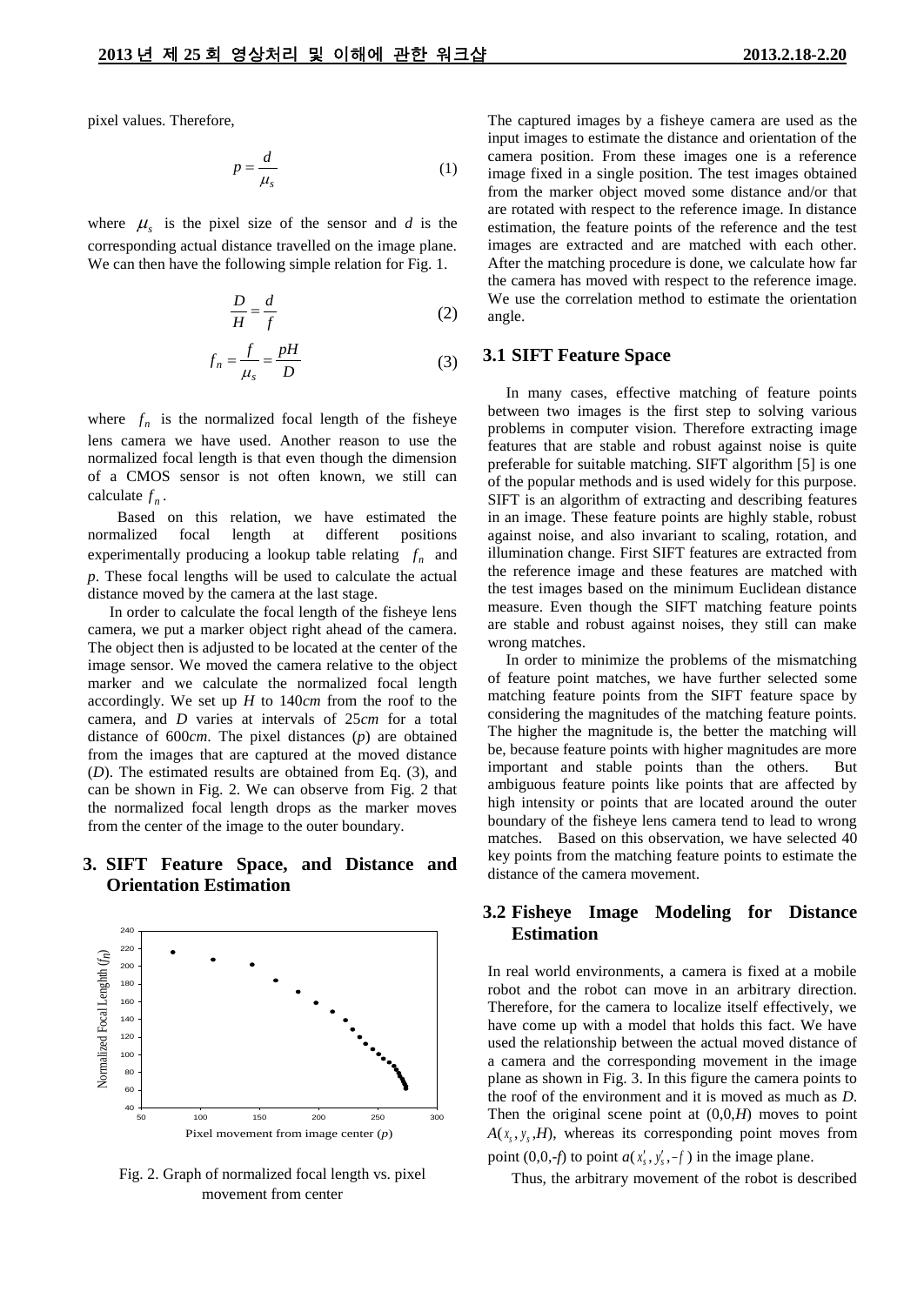pixel values. Therefore,

$$p = \frac{d}{\mu_s} \tag{1}$$

where $\mu_s$ is the pixel size of the sensor and $d$ is the corresponding actual distance travelled on the image plane. We can then have the following simple relation for Fig. 1.

$$\frac{D}{H} = \frac{d}{f} \tag{2}$$

$$f_n = \frac{f}{\mu_s} = \frac{pH}{D} \tag{3}$$

where $f_n$ is the normalized focal length of the fisheye lens camera we have used. Another reason to use the normalized focal length is that even though the dimension of a CMOS sensor is not often known, we still can calculate $f_n$.

Based on this relation, we have estimated the normalized focal length at different positions experimentally producing a lookup table relating $f_n$ and $p$. These focal lengths will be used to calculate the actual distance moved by the camera at the last stage.

In order to calculate the focal length of the fisheye lens camera, we put a marker object right ahead of the camera. The object then is adjusted to be located at the center of the image sensor. We moved the camera relative to the object marker and we calculate the normalized focal length accordingly. We set up $H$ to 140*cm* from the roof to the camera, and $D$ varies at intervals of 25*cm* for a total distance of 600*cm*. The pixel distances ($p$) are obtained from the images that are captured at the moved distance ($D$). The estimated results are obtained from Eq. (3), and can be shown in Fig. 2. We can observe from Fig. 2 that the normalized focal length drops as the marker moves from the center of the image to the outer boundary.

## 3. SIFT Feature Space, and Distance and Orientation Estimation

Fig. 2. Graph of normalized focal length vs. pixel movement from center

The captured images by a fisheye camera are used as the input images to estimate the distance and orientation of the camera position. From these images one is a reference image fixed in a single position. The test images obtained from the marker object moved some distance and/or that are rotated with respect to the reference image. In distance estimation, the feature points of the reference and the test images are extracted and are matched with each other. After the matching procedure is done, we calculate how far the camera has moved with respect to the reference image. We use the correlation method to estimate the orientation angle.

### 3.1 SIFT Feature Space

In many cases, effective matching of feature points between two images is the first step to solving various problems in computer vision. Therefore extracting image features that are stable and robust against noise is quite preferable for suitable matching. SIFT algorithm [5] is one of the popular methods and is used widely for this purpose. SIFT is an algorithm of extracting and describing features in an image. These feature points are highly stable, robust against noise, and also invariant to scaling, rotation, and illumination change. First SIFT features are extracted from the reference image and these features are matched with the test images based on the minimum Euclidean distance measure. Even though the SIFT matching feature points are stable and robust against noises, they still can make wrong matches.

In order to minimize the problems of the mismatching of feature point matches, we have further selected some matching feature points from the SIFT feature space by considering the magnitudes of the matching feature points. The higher the magnitude is, the better the matching will be, because feature points with higher magnitudes are more important and stable points than the others. But ambiguous feature points like points that are affected by high intensity or points that are located around the outer boundary of the fisheye lens camera tend to lead to wrong matches. Based on this observation, we have selected 40 key points from the matching feature points to estimate the distance of the camera movement.

### 3.2 Fisheye Image Modeling for Distance Estimation

In real world environments, a camera is fixed at a mobile robot and the robot can move in an arbitrary direction. Therefore, for the camera to localize itself effectively, we have come up with a model that holds this fact. We have used the relationship between the actual moved distance of a camera and the corresponding movement in the image plane as shown in Fig. 3. In this figure the camera points to the roof of the environment and it is moved as much as $D$. Then the original scene point at $(0,0,H)$ moves to point $A(x_s, y_s, H)$, whereas its corresponding point moves from point $(0,0,-f)$ to point $a(x_s', y_s', -f)$ in the image plane.

Thus, the arbitrary movement of the robot is described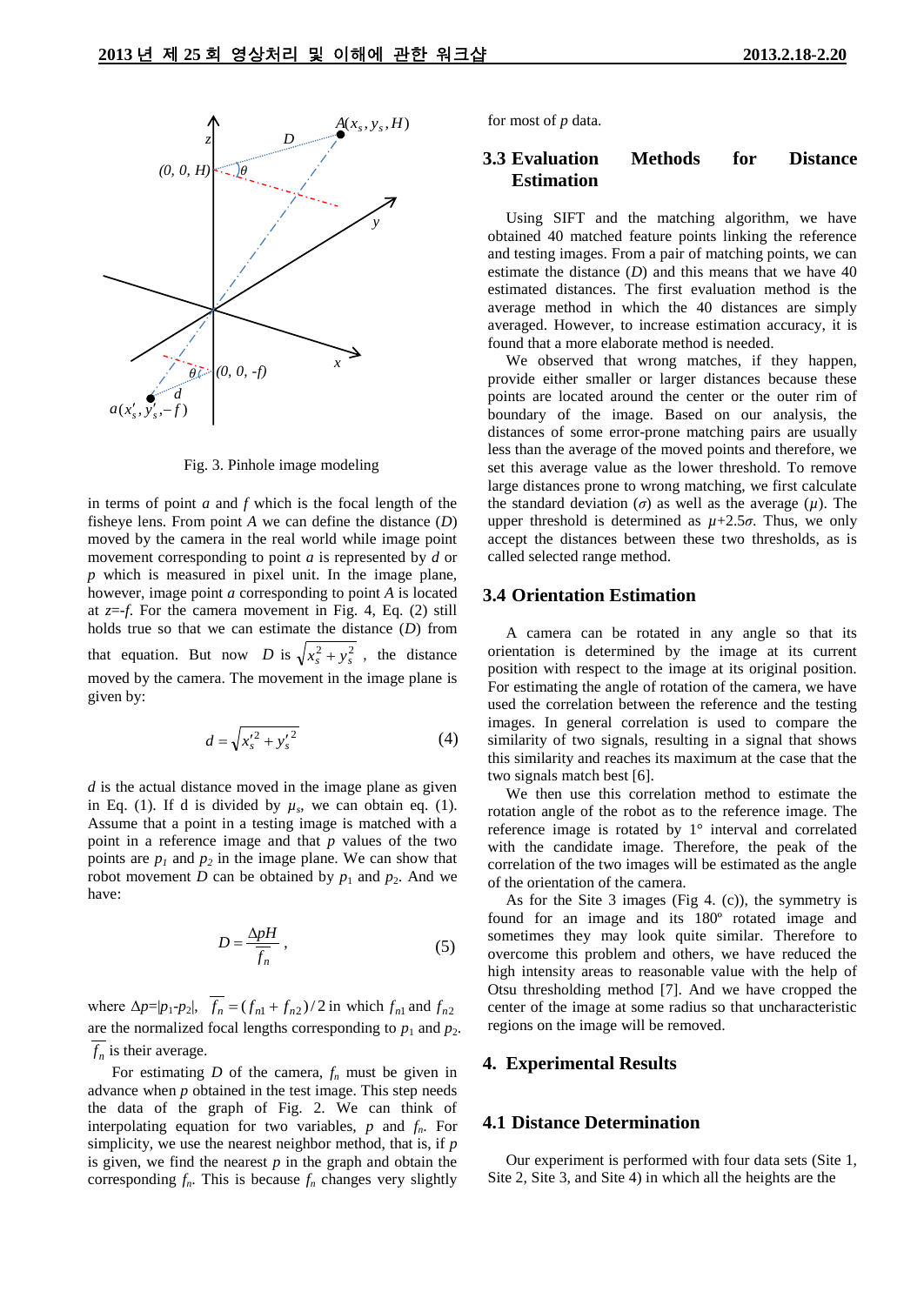Fig. 3. Pinhole image modeling

in terms of point $a$ and $f$ which is the focal length of the fisheye lens. From point $A$ we can define the distance ($D$) moved by the camera in the real world while image point movement corresponding to point $a$ is represented by $d$ or $p$ which is measured in pixel unit. In the image plane, however, image point $a$ corresponding to point $A$ is located at $z$=-$f$. For the camera movement in Fig. 4, Eq. (2) still holds true so that we can estimate the distance ($D$) from that equation. But now $D$ is $\sqrt{x_s^2 + y_s^2}$ , the distance moved by the camera. The movement in the image plane is given by:

$$d = \sqrt{x_s'^2 + y_s'^2} \tag{4}$$

$d$ is the actual distance moved in the image plane as given in Eq. (1). If d is divided by $\mu_s$, we can obtain eq. (1). Assume that a point in a testing image is matched with a point in a reference image and that $p$ values of the two points are $p_1$ and $p_2$ in the image plane. We can show that robot movement $D$ can be obtained by $p_1$ and $p_2$. And we have:

$$D = \frac{\Delta p H}{\overline{f_n}}, \tag{5}$$

where $\Delta p$=|$p_1$-$p_2$|, $\overline{f_n} = (f_{n1} + f_{n2})/2$ in which $f_{n1}$ and $f_{n2}$ are the normalized focal lengths corresponding to $p_1$ and $p_2$. $\overline{f_n}$ is their average.

For estimating $D$ of the camera, $f_n$ must be given in advance when $p$ obtained in the test image. This step needs the data of the graph of Fig. 2. We can think of interpolating equation for two variables, $p$ and $f_n$. For simplicity, we use the nearest neighbor method, that is, if $p$ is given, we find the nearest $p$ in the graph and obtain the corresponding $f_n$. This is because $f_n$ changes very slightly for most of $p$ data.

## 3.3 Evaluation Methods for Distance Estimation

Using SIFT and the matching algorithm, we have obtained 40 matched feature points linking the reference and testing images. From a pair of matching points, we can estimate the distance ($D$) and this means that we have 40 estimated distances. The first evaluation method is the average method in which the 40 distances are simply averaged. However, to increase estimation accuracy, it is found that a more elaborate method is needed.

We observed that wrong matches, if they happen, provide either smaller or larger distances because these points are located around the center or the outer rim of boundary of the image. Based on our analysis, the distances of some error-prone matching pairs are usually less than the average of the moved points and therefore, we set this average value as the lower threshold. To remove large distances prone to wrong matching, we first calculate the standard deviation ($\sigma$) as well as the average ($\mu$). The upper threshold is determined as $\mu$+2.5$\sigma$. Thus, we only accept the distances between these two thresholds, as is called selected range method.

## 3.4 Orientation Estimation

A camera can be rotated in any angle so that its orientation is determined by the image at its current position with respect to the image at its original position. For estimating the angle of rotation of the camera, we have used the correlation between the reference and the testing images. In general correlation is used to compare the similarity of two signals, resulting in a signal that shows this similarity and reaches its maximum at the case that the two signals match best [6].

We then use this correlation method to estimate the rotation angle of the robot as to the reference image. The reference image is rotated by 1° interval and correlated with the candidate image. Therefore, the peak of the correlation of the two images will be estimated as the angle of the orientation of the camera.

As for the Site 3 images (Fig 4. (c)), the symmetry is found for an image and its 180º rotated image and sometimes they may look quite similar. Therefore to overcome this problem and others, we have reduced the high intensity areas to reasonable value with the help of Otsu thresholding method [7]. And we have cropped the center of the image at some radius so that uncharacteristic regions on the image will be removed.

# 4. Experimental Results

## 4.1 Distance Determination

Our experiment is performed with four data sets (Site 1, Site 2, Site 3, and Site 4) in which all the heights are the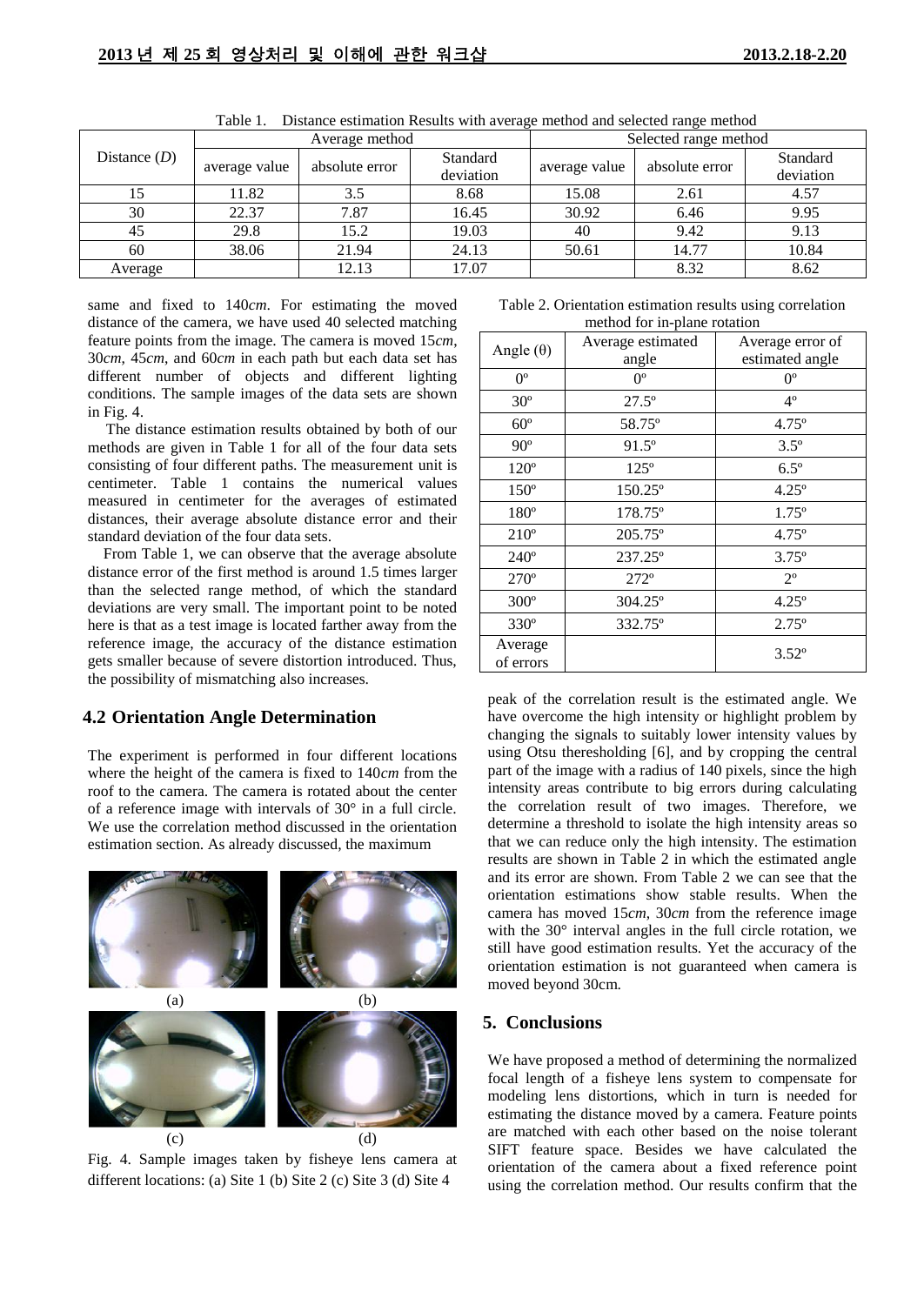Table 1. Distance estimation Results with average method and selected range method

| Distance ($D$) | Average method | | | Selected range method | | |
|---|---|---|---|---|---|---|
| | average value | absolute error | Standard deviation | average value | absolute error | Standard deviation |
| 15 | 11.82 | 3.5 | 8.68 | 15.08 | 2.61 | 4.57 |
| 30 | 22.37 | 7.87 | 16.45 | 30.92 | 6.46 | 9.95 |
| 45 | 29.8 | 15.2 | 19.03 | 40 | 9.42 | 9.13 |
| 60 | 38.06 | 21.94 | 24.13 | 50.61 | 14.77 | 10.84 |
| Average | | 12.13 | 17.07 | | 8.32 | 8.62 |

same and fixed to 140*cm*. For estimating the moved distance of the camera, we have used 40 selected matching feature points from the image. The camera is moved 15*cm*, 30*cm*, 45*cm*, and 60*cm* in each path but each data set has different number of objects and different lighting conditions. The sample images of the data sets are shown in Fig. 4.

The distance estimation results obtained by both of our methods are given in Table 1 for all of the four data sets consisting of four different paths. The measurement unit is centimeter. Table 1 contains the numerical values measured in centimeter for the averages of estimated distances, their average absolute distance error and their standard deviation of the four data sets.

From Table 1, we can observe that the average absolute distance error of the first method is around 1.5 times larger than the selected range method, of which the standard deviations are very small. The important point to be noted here is that as a test image is located farther away from the reference image, the accuracy of the distance estimation gets smaller because of severe distortion introduced. Thus, the possibility of mismatching also increases.

## 4.2 Orientation Angle Determination

The experiment is performed in four different locations where the height of the camera is fixed to 140*cm* from the roof to the camera. The camera is rotated about the center of a reference image with intervals of 30° in a full circle. We use the correlation method discussed in the orientation estimation section. As already discussed, the maximum

(a) (b)

(c) (d)

Fig. 4. Sample images taken by fisheye lens camera at different locations: (a) Site 1 (b) Site 2 (c) Site 3 (d) Site 4

Table 2. Orientation estimation results using correlation method for in-plane rotation

| Angle (θ) | Average estimated angle | Average error of estimated angle |
|---|---|---|
| 0º | 0º | 0º |
| 30º | 27.5º | 4º |
| 60º | 58.75º | 4.75º |
| 90º | 91.5º | 3.5º |
| 120º | 125º | 6.5º |
| 150º | 150.25º | 4.25º |
| 180º | 178.75º | 1.75º |
| 210º | 205.75º | 4.75º |
| 240º | 237.25º | 3.75º |
| 270º | 272º | 2º |
| 300º | 304.25º | 4.25º |
| 330º | 332.75º | 2.75º |
| Average of errors | | 3.52º |

peak of the correlation result is the estimated angle. We have overcome the high intensity or highlight problem by changing the signals to suitably lower intensity values by using Otsu theresholding [6], and by cropping the central part of the image with a radius of 140 pixels, since the high intensity areas contribute to big errors during calculating the correlation result of two images. Therefore, we determine a threshold to isolate the high intensity areas so that we can reduce only the high intensity. The estimation results are shown in Table 2 in which the estimated angle and its error are shown. From Table 2 we can see that the orientation estimations show stable results. When the camera has moved 15*cm*, 30*cm* from the reference image with the 30° interval angles in the full circle rotation, we still have good estimation results. Yet the accuracy of the orientation estimation is not guaranteed when camera is moved beyond 30cm.

## 5. Conclusions

We have proposed a method of determining the normalized focal length of a fisheye lens system to compensate for modeling lens distortions, which in turn is needed for estimating the distance moved by a camera. Feature points are matched with each other based on the noise tolerant SIFT feature space. Besides we have calculated the orientation of the camera about a fixed reference point using the correlation method. Our results confirm that the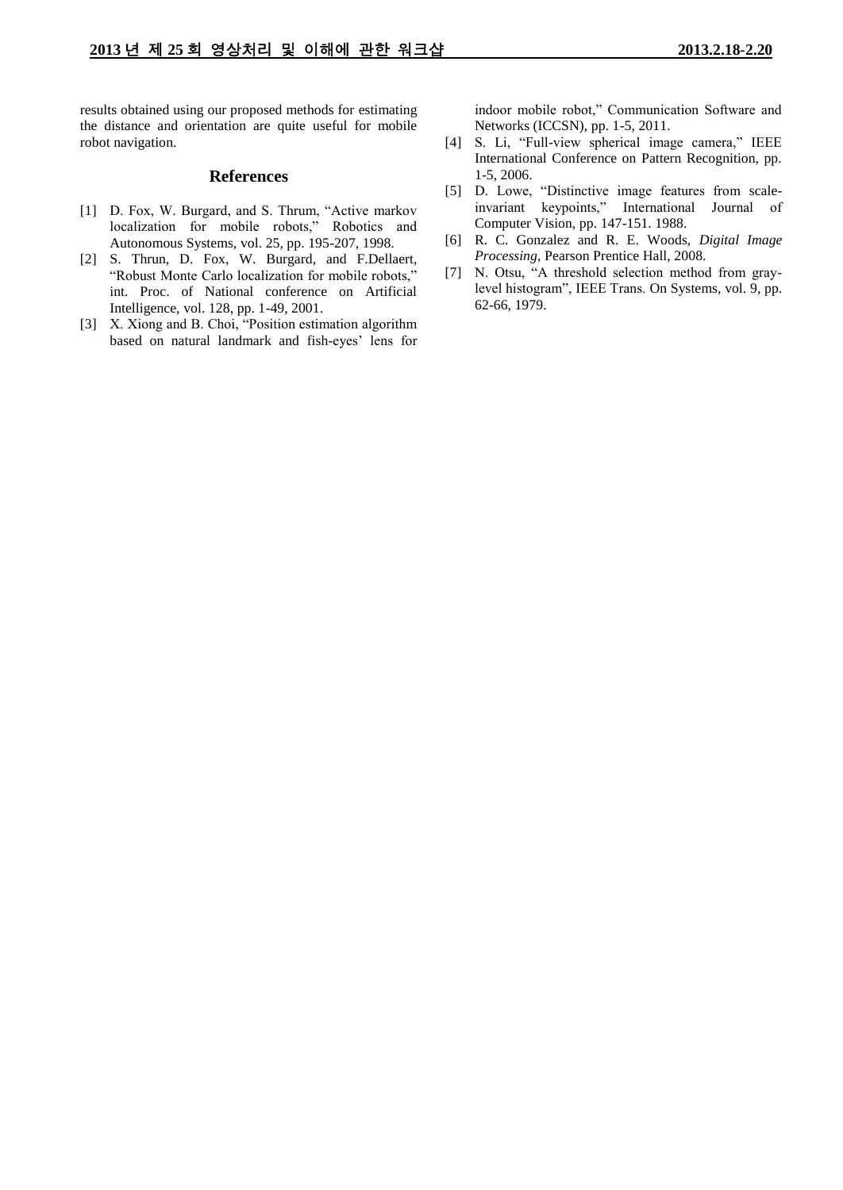results obtained using our proposed methods for estimating the distance and orientation are quite useful for mobile robot navigation.

## References

[1] D. Fox, W. Burgard, and S. Thrum, "Active markov localization for mobile robots," Robotics and Autonomous Systems, vol. 25, pp. 195-207, 1998.

[2] S. Thrun, D. Fox, W. Burgard, and F.Dellaert, "Robust Monte Carlo localization for mobile robots," int. Proc. of National conference on Artificial Intelligence, vol. 128, pp. 1-49, 2001.

[3] X. Xiong and B. Choi, "Position estimation algorithm based on natural landmark and fish-eyes' lens for indoor mobile robot," Communication Software and Networks (ICCSN), pp. 1-5, 2011.

[4] S. Li, "Full-view spherical image camera," IEEE International Conference on Pattern Recognition, pp. 1-5, 2006.

[5] D. Lowe, "Distinctive image features from scale-invariant keypoints," International Journal of Computer Vision, pp. 147-151. 1988.

[6] R. C. Gonzalez and R. E. Woods, *Digital Image Processing*, Pearson Prentice Hall, 2008.

[7] N. Otsu, "A threshold selection method from gray-level histogram", IEEE Trans. On Systems, vol. 9, pp. 62-66, 1979.